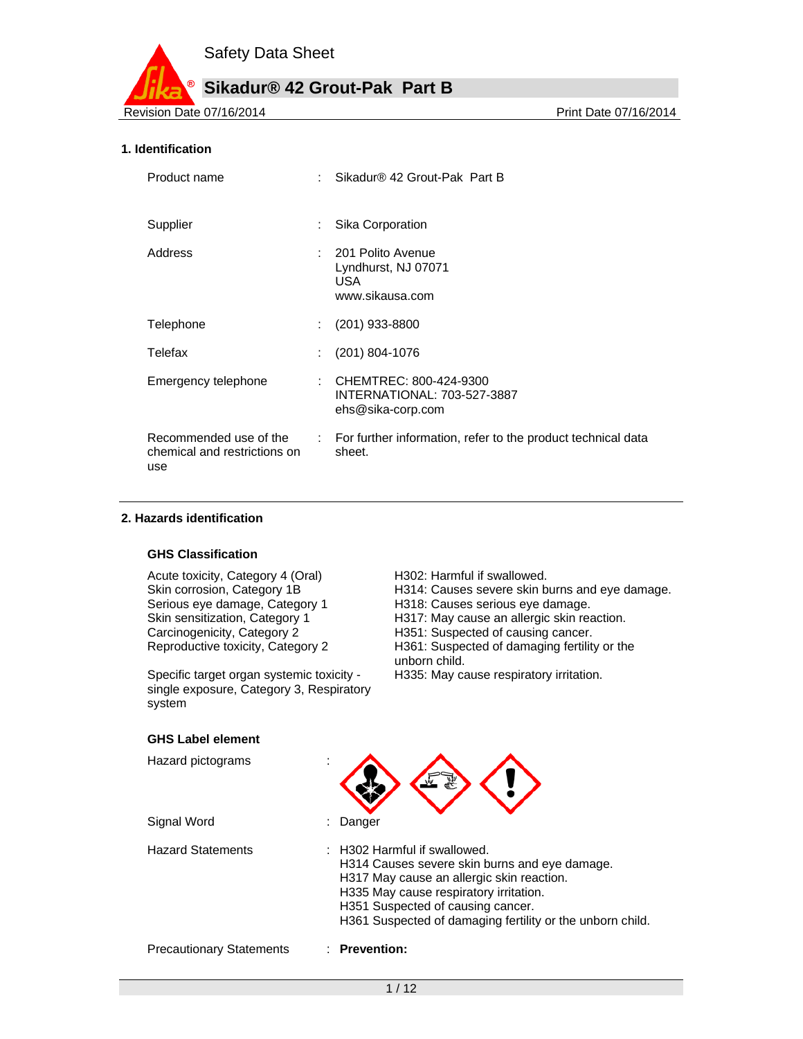Safety Data Sheet

# Sikadur® 42 Grout-Pak Part B

Revision Date 07/16/2014 | Print Date 07/16/2014

## 1. Identification

| | | |
|---|---|---|
| Product name | : | Sikadur® 42 Grout-Pak Part B |
| Supplier | : | Sika Corporation |
| Address | : | 201 Polito Avenue<br>Lyndhurst, NJ 07071<br>USA<br>www.sikausa.com |
| Telephone | : | (201) 933-8800 |
| Telefax | : | (201) 804-1076 |
| Emergency telephone | : | CHEMTREC: 800-424-9300<br>INTERNATIONAL: 703-527-3887<br>ehs@sika-corp.com |
| Recommended use of the chemical and restrictions on use | : | For further information, refer to the product technical data sheet. |

## 2. Hazards identification

### GHS Classification

| | |
|---|---|
| Acute toxicity, Category 4 (Oral) | H302: Harmful if swallowed. |
| Skin corrosion, Category 1B | H314: Causes severe skin burns and eye damage. |
| Serious eye damage, Category 1 | H318: Causes serious eye damage. |
| Skin sensitization, Category 1 | H317: May cause an allergic skin reaction. |
| Carcinogenicity, Category 2 | H351: Suspected of causing cancer. |
| Reproductive toxicity, Category 2 | H361: Suspected of damaging fertility or the unborn child. |
| Specific target organ systemic toxicity - single exposure, Category 3, Respiratory system | H335: May cause respiratory irritation. |

### GHS Label element

Hazard pictograms :

Signal Word : Danger

Hazard Statements :
H302 Harmful if swallowed.
H314 Causes severe skin burns and eye damage.
H317 May cause an allergic skin reaction.
H335 May cause respiratory irritation.
H351 Suspected of causing cancer.
H361 Suspected of damaging fertility or the unborn child.

Precautionary Statements : **Prevention:**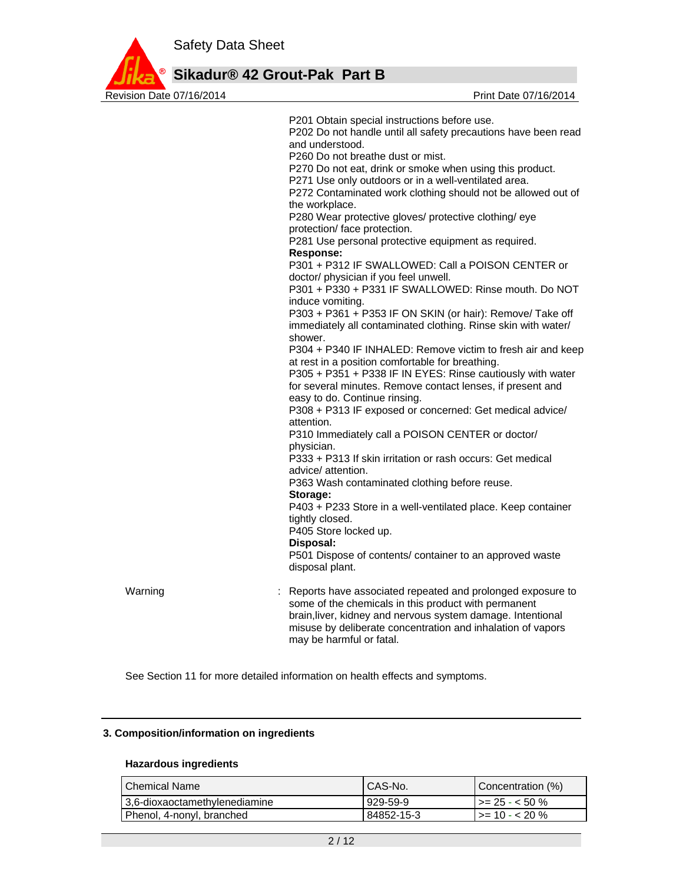P201 Obtain special instructions before use.
P202 Do not handle until all safety precautions have been read and understood.
P260 Do not breathe dust or mist.
P270 Do not eat, drink or smoke when using this product.
P271 Use only outdoors or in a well-ventilated area.
P272 Contaminated work clothing should not be allowed out of the workplace.
P280 Wear protective gloves/ protective clothing/ eye protection/ face protection.
P281 Use personal protective equipment as required.

**Response:**

P301 + P312 IF SWALLOWED: Call a POISON CENTER or doctor/ physician if you feel unwell.
P301 + P330 + P331 IF SWALLOWED: Rinse mouth. Do NOT induce vomiting.
P303 + P361 + P353 IF ON SKIN (or hair): Remove/ Take off immediately all contaminated clothing. Rinse skin with water/ shower.
P304 + P340 IF INHALED: Remove victim to fresh air and keep at rest in a position comfortable for breathing.
P305 + P351 + P338 IF IN EYES: Rinse cautiously with water for several minutes. Remove contact lenses, if present and easy to do. Continue rinsing.
P308 + P313 IF exposed or concerned: Get medical advice/ attention.
P310 Immediately call a POISON CENTER or doctor/ physician.
P333 + P313 If skin irritation or rash occurs: Get medical advice/ attention.
P363 Wash contaminated clothing before reuse.

**Storage:**

P403 + P233 Store in a well-ventilated place. Keep container tightly closed.
P405 Store locked up.

**Disposal:**

P501 Dispose of contents/ container to an approved waste disposal plant.

Warning : Reports have associated repeated and prolonged exposure to some of the chemicals in this product with permanent brain,liver, kidney and nervous system damage. Intentional misuse by deliberate concentration and inhalation of vapors may be harmful or fatal.

See Section 11 for more detailed information on health effects and symptoms.

## 3. Composition/information on ingredients

### Hazardous ingredients

| Chemical Name | CAS-No. | Concentration (%) |
| --- | --- | --- |
| 3,6-dioxaoctamethylenediamine | 929-59-9 | >= 25 - < 50 % |
| Phenol, 4-nonyl, branched | 84852-15-3 | >= 10 - < 20 % |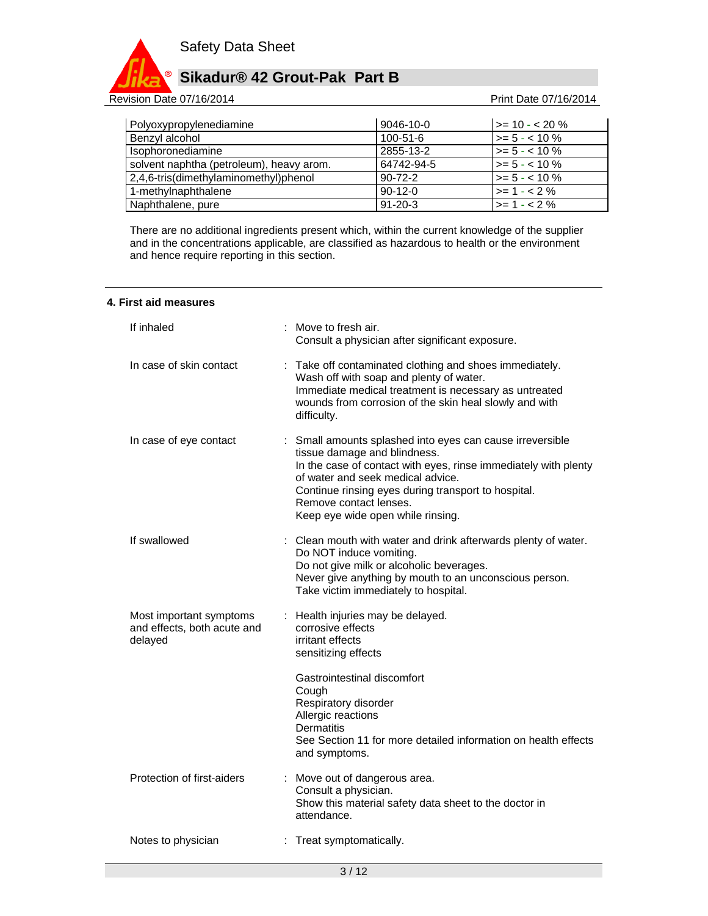| Polyoxypropylenediamine | 9046-10-0 | >= 10 - < 20 % |
|---|---|---|
| Benzyl alcohol | 100-51-6 | >= 5 - < 10 % |
| Isophoronediamine | 2855-13-2 | >= 5 - < 10 % |
| solvent naphtha (petroleum), heavy arom. | 64742-94-5 | >= 5 - < 10 % |
| 2,4,6-tris(dimethylaminomethyl)phenol | 90-72-2 | >= 5 - < 10 % |
| 1-methylnaphthalene | 90-12-0 | >= 1 - < 2 % |
| Naphthalene, pure | 91-20-3 | >= 1 - < 2 % |

There are no additional ingredients present which, within the current knowledge of the supplier and in the concentrations applicable, are classified as hazardous to health or the environment and hence require reporting in this section.

## 4. First aid measures

**If inhaled** : Move to fresh air.
Consult a physician after significant exposure.

**In case of skin contact** : Take off contaminated clothing and shoes immediately.
Wash off with soap and plenty of water.
Immediate medical treatment is necessary as untreated wounds from corrosion of the skin heal slowly and with difficulty.

**In case of eye contact** : Small amounts splashed into eyes can cause irreversible tissue damage and blindness.
In the case of contact with eyes, rinse immediately with plenty of water and seek medical advice.
Continue rinsing eyes during transport to hospital.
Remove contact lenses.
Keep eye wide open while rinsing.

**If swallowed** : Clean mouth with water and drink afterwards plenty of water.
Do NOT induce vomiting.
Do not give milk or alcoholic beverages.
Never give anything by mouth to an unconscious person.
Take victim immediately to hospital.

**Most important symptoms and effects, both acute and delayed** : Health injuries may be delayed.
corrosive effects
irritant effects
sensitizing effects

Gastrointestinal discomfort
Cough
Respiratory disorder
Allergic reactions
Dermatitis
See Section 11 for more detailed information on health effects and symptoms.

**Protection of first-aiders** : Move out of dangerous area.
Consult a physician.
Show this material safety data sheet to the doctor in attendance.

**Notes to physician** : Treat symptomatically.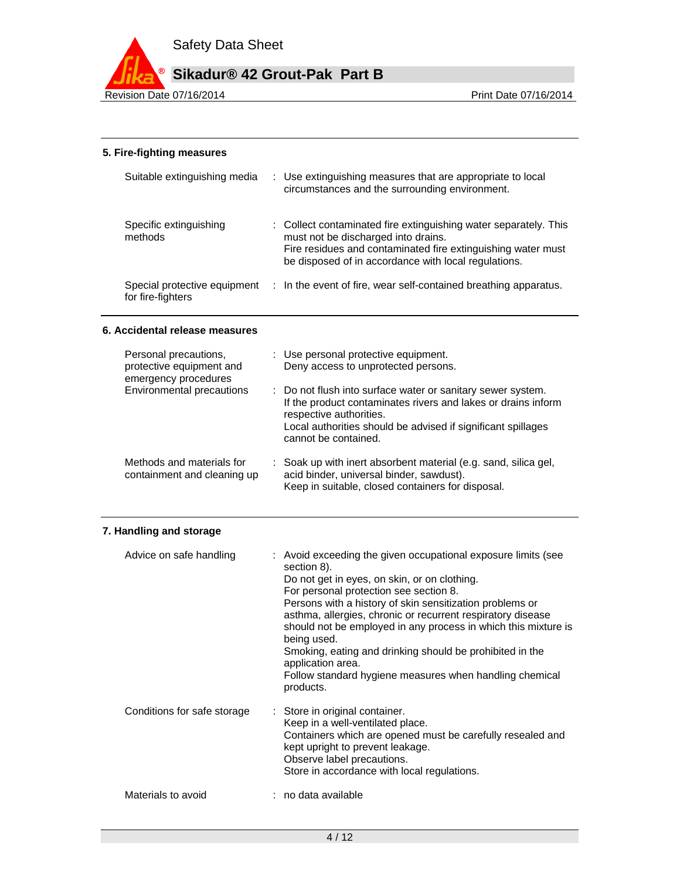## 5. Fire-fighting measures

| | |
|---|---|
| Suitable extinguishing media | : Use extinguishing measures that are appropriate to local circumstances and the surrounding environment. |
| Specific extinguishing methods | : Collect contaminated fire extinguishing water separately. This must not be discharged into drains.<br>Fire residues and contaminated fire extinguishing water must be disposed of in accordance with local regulations. |
| Special protective equipment for fire-fighters | : In the event of fire, wear self-contained breathing apparatus. |

## 6. Accidental release measures

| | |
|---|---|
| Personal precautions, protective equipment and emergency procedures | : Use personal protective equipment.<br>Deny access to unprotected persons. |
| Environmental precautions | : Do not flush into surface water or sanitary sewer system.<br>If the product contaminates rivers and lakes or drains inform respective authorities.<br>Local authorities should be advised if significant spillages cannot be contained. |
| Methods and materials for containment and cleaning up | : Soak up with inert absorbent material (e.g. sand, silica gel, acid binder, universal binder, sawdust).<br>Keep in suitable, closed containers for disposal. |

## 7. Handling and storage

| | |
|---|---|
| Advice on safe handling | : Avoid exceeding the given occupational exposure limits (see section 8).<br>Do not get in eyes, on skin, or on clothing.<br>For personal protection see section 8.<br>Persons with a history of skin sensitization problems or asthma, allergies, chronic or recurrent respiratory disease should not be employed in any process in which this mixture is being used.<br>Smoking, eating and drinking should be prohibited in the application area.<br>Follow standard hygiene measures when handling chemical products. |
| Conditions for safe storage | : Store in original container.<br>Keep in a well-ventilated place.<br>Containers which are opened must be carefully resealed and kept upright to prevent leakage.<br>Observe label precautions.<br>Store in accordance with local regulations. |
| Materials to avoid | : no data available |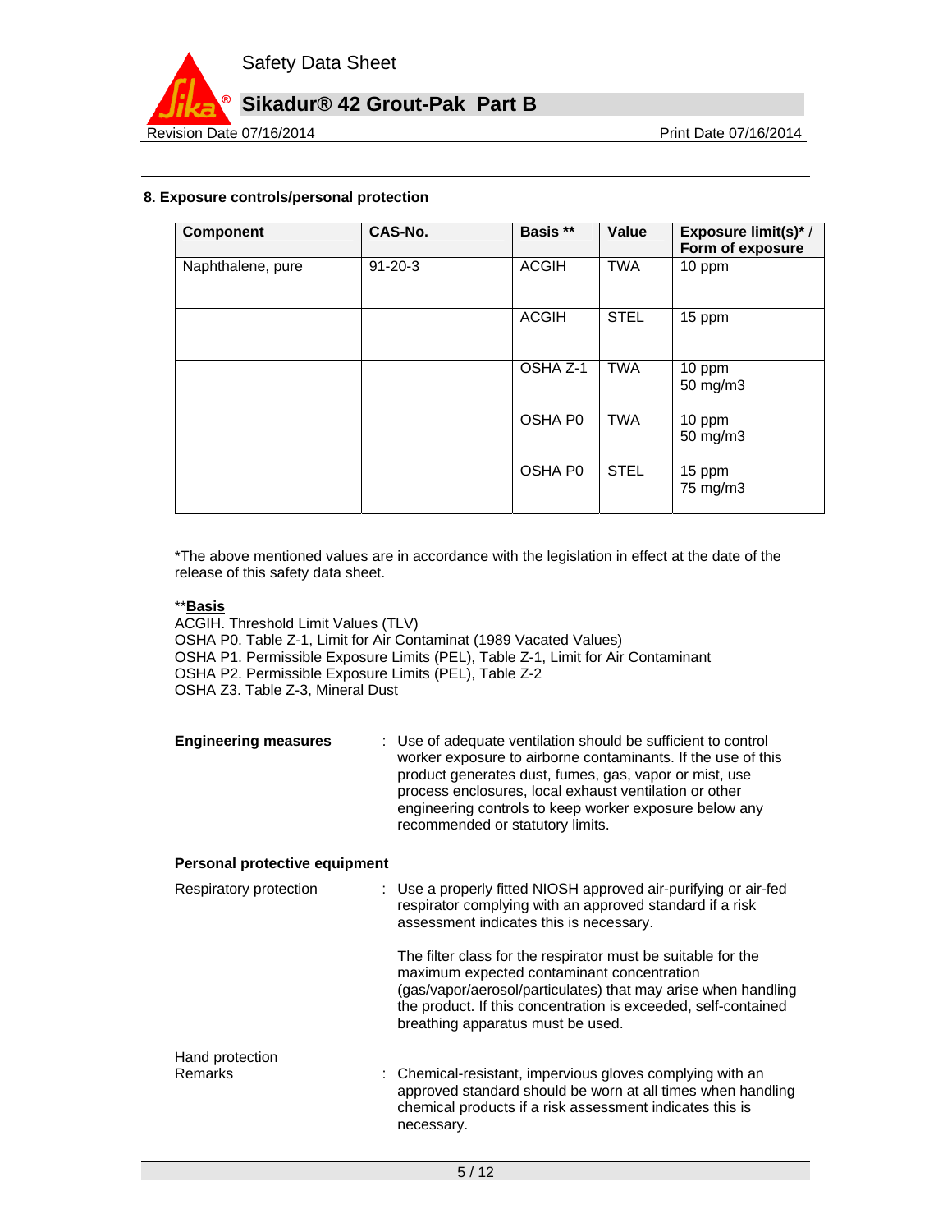## 8. Exposure controls/personal protection

| Component | CAS-No. | Basis ** | Value | Exposure limit(s)* / Form of exposure |
|---|---|---|---|---|
| Naphthalene, pure | 91-20-3 | ACGIH | TWA | 10 ppm |
| | | ACGIH | STEL | 15 ppm |
| | | OSHA Z-1 | TWA | 10 ppm<br>50 mg/m3 |
| | | OSHA P0 | TWA | 10 ppm<br>50 mg/m3 |
| | | OSHA P0 | STEL | 15 ppm<br>75 mg/m3 |

*The above mentioned values are in accordance with the legislation in effect at the date of the release of this safety data sheet.

**<u>**Basis**</u>
ACGIH. Threshold Limit Values (TLV)
OSHA P0. Table Z-1, Limit for Air Contaminat (1989 Vacated Values)
OSHA P1. Permissible Exposure Limits (PEL), Table Z-1, Limit for Air Contaminant
OSHA P2. Permissible Exposure Limits (PEL), Table Z-2
OSHA Z3. Table Z-3, Mineral Dust

**Engineering measures** : Use of adequate ventilation should be sufficient to control worker exposure to airborne contaminants. If the use of this product generates dust, fumes, gas, vapor or mist, use process enclosures, local exhaust ventilation or other engineering controls to keep worker exposure below any recommended or statutory limits.

**Personal protective equipment**

Respiratory protection : Use a properly fitted NIOSH approved air-purifying or air-fed respirator complying with an approved standard if a risk assessment indicates this is necessary.

The filter class for the respirator must be suitable for the maximum expected contaminant concentration (gas/vapor/aerosol/particulates) that may arise when handling the product. If this concentration is exceeded, self-contained breathing apparatus must be used.

Hand protection
Remarks : Chemical-resistant, impervious gloves complying with an approved standard should be worn at all times when handling chemical products if a risk assessment indicates this is necessary.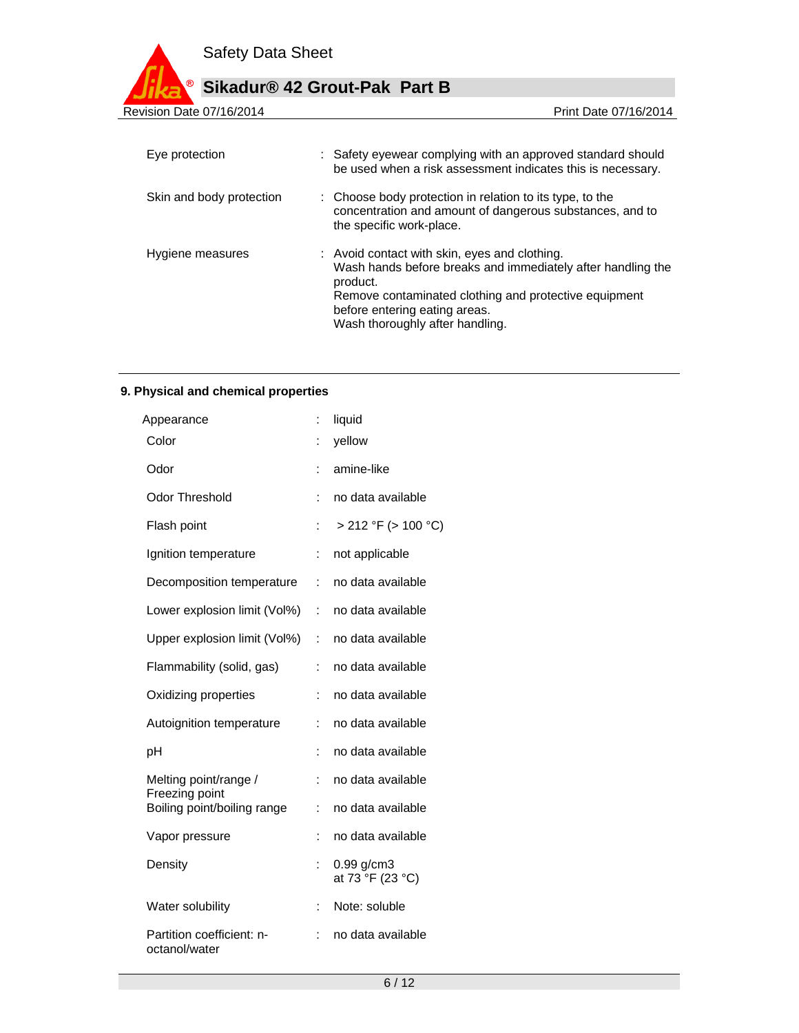| | | |
|---|---|---|
| Eye protection | : | Safety eyewear complying with an approved standard should be used when a risk assessment indicates this is necessary. |
| Skin and body protection | : | Choose body protection in relation to its type, to the concentration and amount of dangerous substances, and to the specific work-place. |
| Hygiene measures | : | Avoid contact with skin, eyes and clothing.<br>Wash hands before breaks and immediately after handling the product.<br>Remove contaminated clothing and protective equipment before entering eating areas.<br>Wash thoroughly after handling. |

## 9. Physical and chemical properties

| | | |
|---|---|---|
| Appearance | : | liquid |
| Color | : | yellow |
| Odor | : | amine-like |
| Odor Threshold | : | no data available |
| Flash point | : | > 212 °F (> 100 °C) |
| Ignition temperature | : | not applicable |
| Decomposition temperature | : | no data available |
| Lower explosion limit (Vol%) | : | no data available |
| Upper explosion limit (Vol%) | : | no data available |
| Flammability (solid, gas) | : | no data available |
| Oxidizing properties | : | no data available |
| Autoignition temperature | : | no data available |
| pH | : | no data available |
| Melting point/range / Freezing point | : | no data available |
| Boiling point/boiling range | : | no data available |
| Vapor pressure | : | no data available |
| Density | : | 0.99 g/cm3<br>at 73 °F (23 °C) |
| Water solubility | : | Note: soluble |
| Partition coefficient: n-octanol/water | : | no data available |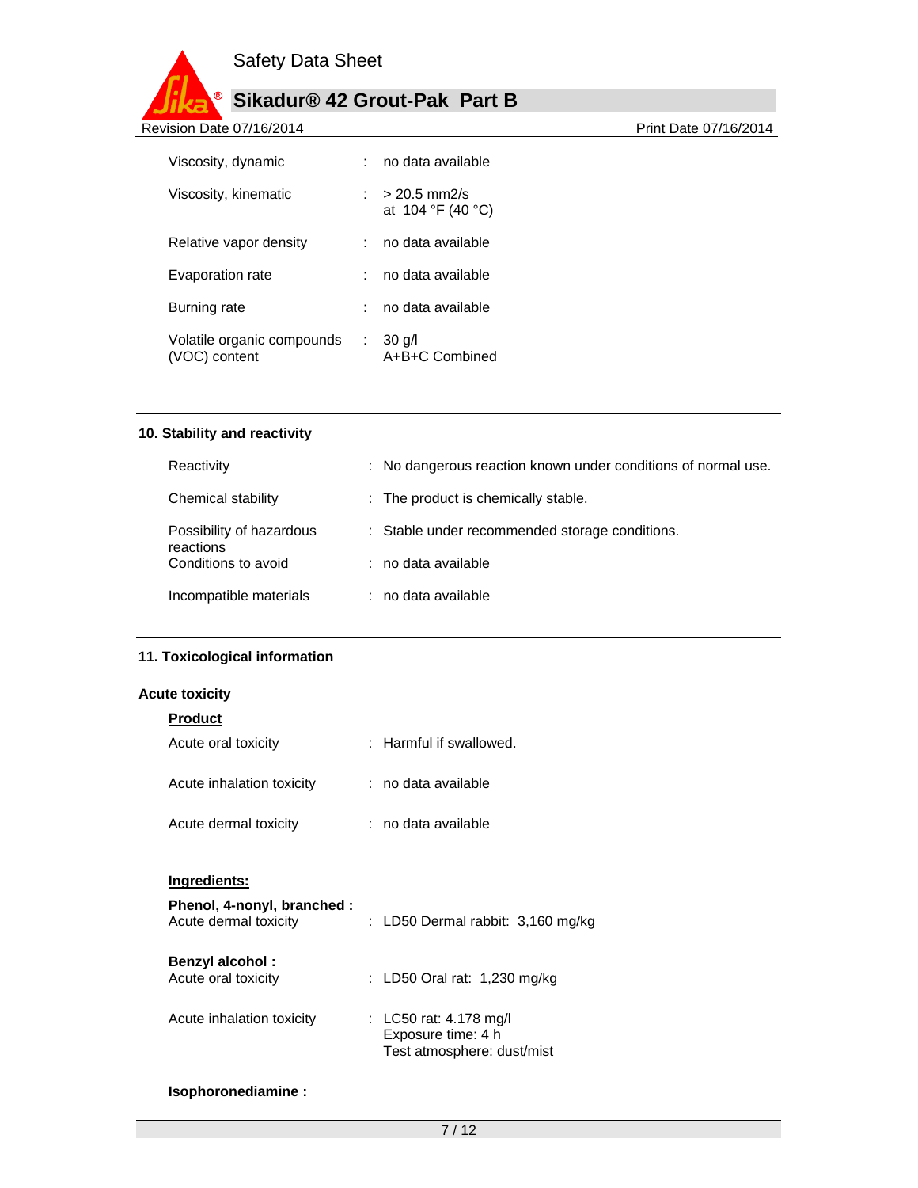| | | |
|---|---|---|
| Viscosity, dynamic | : | no data available |
| Viscosity, kinematic | : | > 20.5 mm2/s<br>at 104 °F (40 °C) |
| Relative vapor density | : | no data available |
| Evaporation rate | : | no data available |
| Burning rate | : | no data available |
| Volatile organic compounds (VOC) content | : | 30 g/l<br>A+B+C Combined |

## 10. Stability and reactivity

| | | |
|---|---|---|
| Reactivity | : | No dangerous reaction known under conditions of normal use. |
| Chemical stability | : | The product is chemically stable. |
| Possibility of hazardous reactions | : | Stable under recommended storage conditions. |
| Conditions to avoid | : | no data available |
| Incompatible materials | : | no data available |

## 11. Toxicological information

### Acute toxicity

**Product**

| | | |
|---|---|---|
| Acute oral toxicity | : | Harmful if swallowed. |
| Acute inhalation toxicity | : | no data available |
| Acute dermal toxicity | : | no data available |

**Ingredients:**

**Phenol, 4-nonyl, branched :**

| | | |
|---|---|---|
| Acute dermal toxicity | : | LD50 Dermal rabbit: 3,160 mg/kg |

**Benzyl alcohol :**

| | | |
|---|---|---|
| Acute oral toxicity | : | LD50 Oral rat: 1,230 mg/kg |
| Acute inhalation toxicity | : | LC50 rat: 4.178 mg/l<br>Exposure time: 4 h<br>Test atmosphere: dust/mist |

**Isophoronediamine :**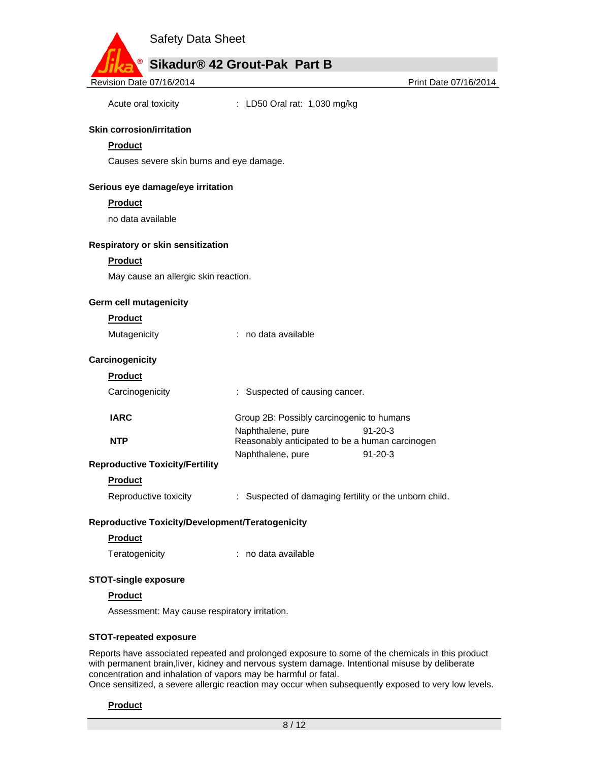Acute oral toxicity : LD50 Oral rat: 1,030 mg/kg

**Skin corrosion/irritation**

**Product**

Causes severe skin burns and eye damage.

**Serious eye damage/eye irritation**

**Product**

no data available

**Respiratory or skin sensitization**

**Product**

May cause an allergic skin reaction.

**Germ cell mutagenicity**

**Product**

Mutagenicity : no data available

**Carcinogenicity**

**Product**

Carcinogenicity : Suspected of causing cancer.

| | | |
|---|---|---|
| **IARC** | Group 2B: Possibly carcinogenic to humans | |
| | Naphthalene, pure | 91-20-3 |
| **NTP** | Reasonably anticipated to be a human carcinogen | |
| | Naphthalene, pure | 91-20-3 |

**Reproductive Toxicity/Fertility**

**Product**

Reproductive toxicity : Suspected of damaging fertility or the unborn child.

**Reproductive Toxicity/Development/Teratogenicity**

**Product**

Teratogenicity : no data available

**STOT-single exposure**

**Product**

Assessment: May cause respiratory irritation.

**STOT-repeated exposure**

Reports have associated repeated and prolonged exposure to some of the chemicals in this product with permanent brain,liver, kidney and nervous system damage. Intentional misuse by deliberate concentration and inhalation of vapors may be harmful or fatal.
Once sensitized, a severe allergic reaction may occur when subsequently exposed to very low levels.

**Product**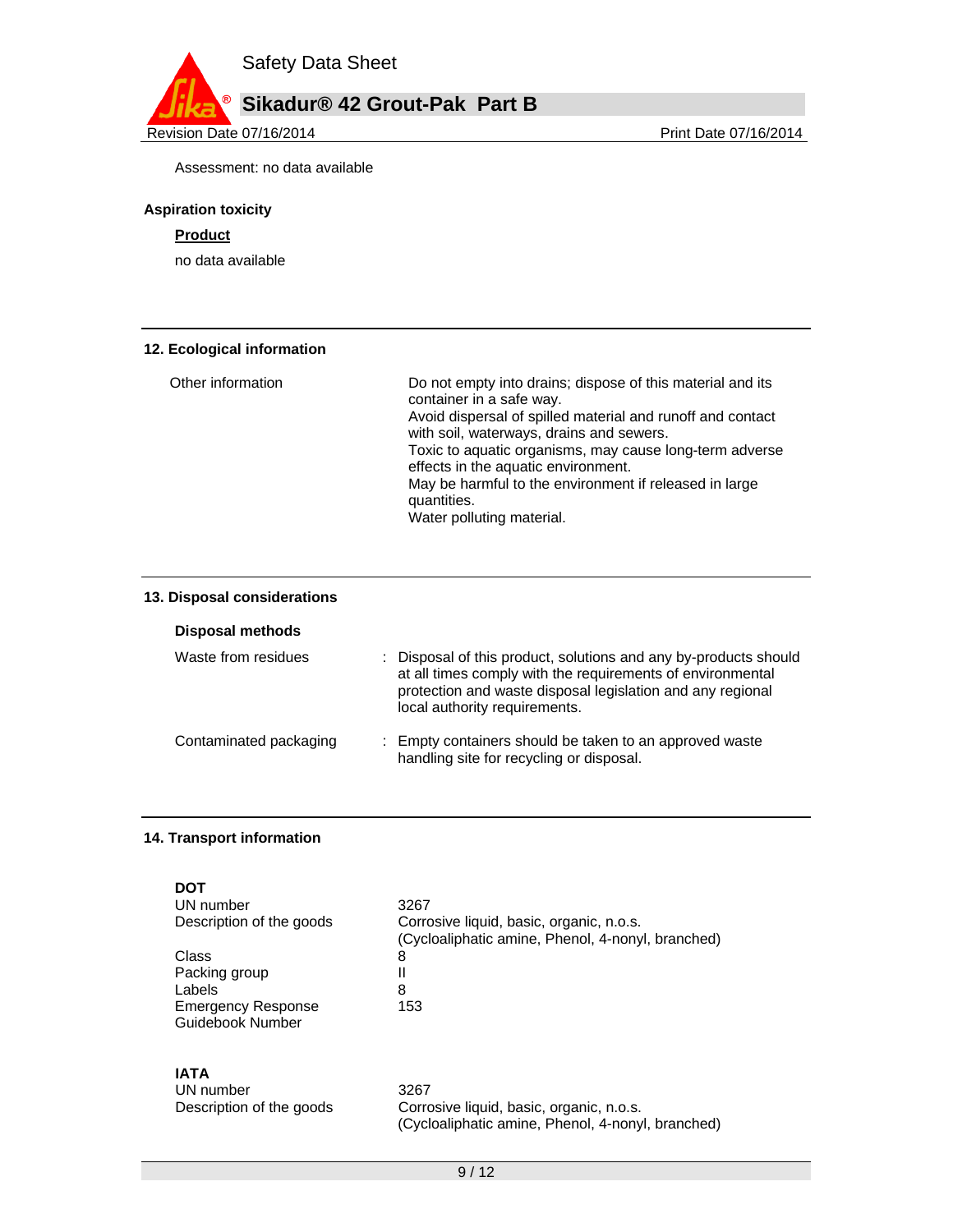Assessment: no data available

**Aspiration toxicity**

**Product**

no data available

## 12. Ecological information

| | |
|---|---|
| Other information | Do not empty into drains; dispose of this material and its container in a safe way.<br>Avoid dispersal of spilled material and runoff and contact with soil, waterways, drains and sewers.<br>Toxic to aquatic organisms, may cause long-term adverse effects in the aquatic environment.<br>May be harmful to the environment if released in large quantities.<br>Water polluting material. |

## 13. Disposal considerations

**Disposal methods**

| | |
|---|---|
| Waste from residues | : Disposal of this product, solutions and any by-products should at all times comply with the requirements of environmental protection and waste disposal legislation and any regional local authority requirements. |
| Contaminated packaging | : Empty containers should be taken to an approved waste handling site for recycling or disposal. |

## 14. Transport information

**DOT**

| | |
|---|---|
| UN number | 3267 |
| Description of the goods | Corrosive liquid, basic, organic, n.o.s.<br>(Cycloaliphatic amine, Phenol, 4-nonyl, branched) |
| Class | 8 |
| Packing group | II |
| Labels | 8 |
| Emergency Response Guidebook Number | 153 |

**IATA**

| | |
|---|---|
| UN number | 3267 |
| Description of the goods | Corrosive liquid, basic, organic, n.o.s.<br>(Cycloaliphatic amine, Phenol, 4-nonyl, branched) |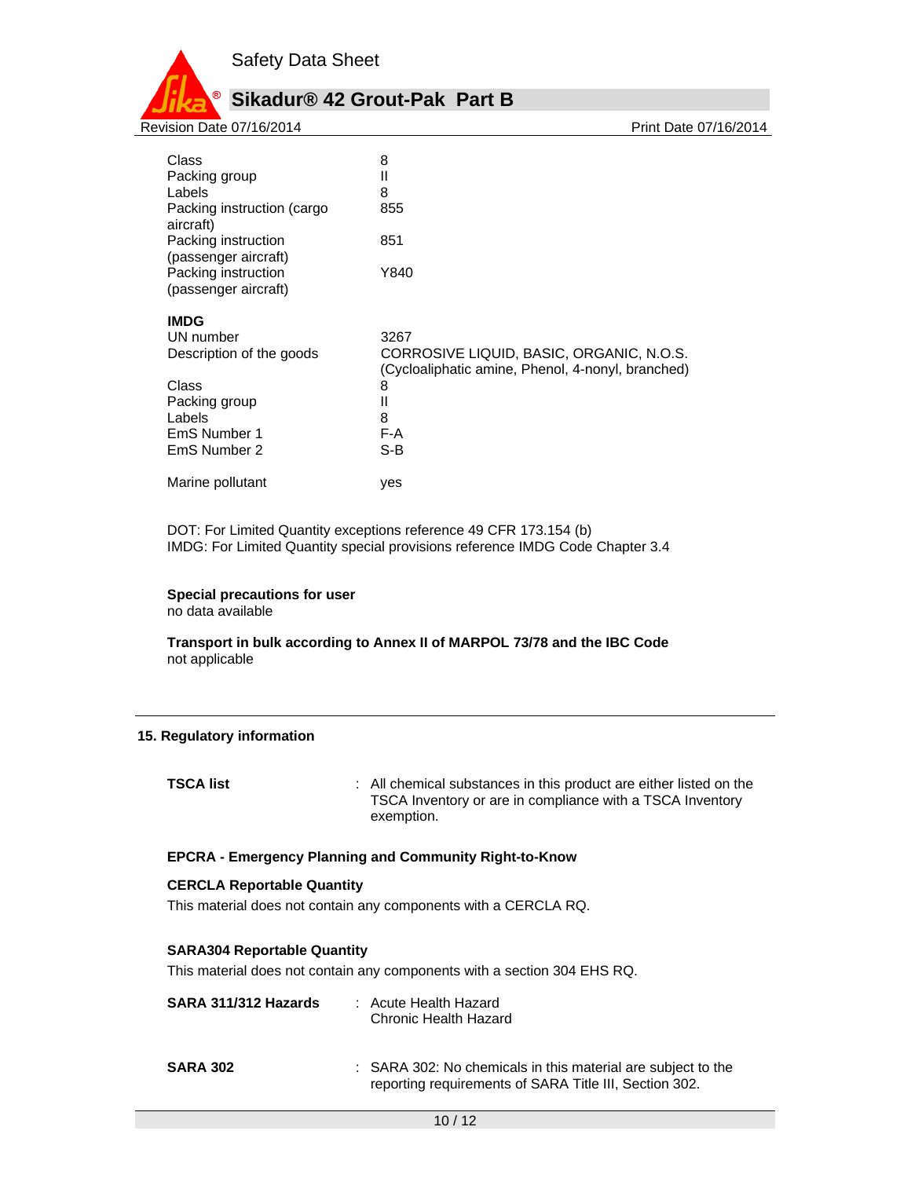| | |
|---|---|
| Class | 8 |
| Packing group | II |
| Labels | 8 |
| Packing instruction (cargo aircraft) | 855 |
| Packing instruction (passenger aircraft) | 851 |
| Packing instruction (passenger aircraft) | Y840 |

**IMDG**

| | |
|---|---|
| UN number | 3267 |
| Description of the goods | CORROSIVE LIQUID, BASIC, ORGANIC, N.O.S. (Cycloaliphatic amine, Phenol, 4-nonyl, branched) |
| Class | 8 |
| Packing group | II |
| Labels | 8 |
| EmS Number 1 | F-A |
| EmS Number 2 | S-B |
| Marine pollutant | yes |

DOT: For Limited Quantity exceptions reference 49 CFR 173.154 (b)
IMDG: For Limited Quantity special provisions reference IMDG Code Chapter 3.4

**Special precautions for user**
no data available

**Transport in bulk according to Annex II of MARPOL 73/78 and the IBC Code**
not applicable

## 15. Regulatory information

**TSCA list** : All chemical substances in this product are either listed on the TSCA Inventory or are in compliance with a TSCA Inventory exemption.

**EPCRA - Emergency Planning and Community Right-to-Know**

**CERCLA Reportable Quantity**
This material does not contain any components with a CERCLA RQ.

**SARA304 Reportable Quantity**
This material does not contain any components with a section 304 EHS RQ.

**SARA 311/312 Hazards** : Acute Health Hazard
Chronic Health Hazard

**SARA 302** : SARA 302: No chemicals in this material are subject to the reporting requirements of SARA Title III, Section 302.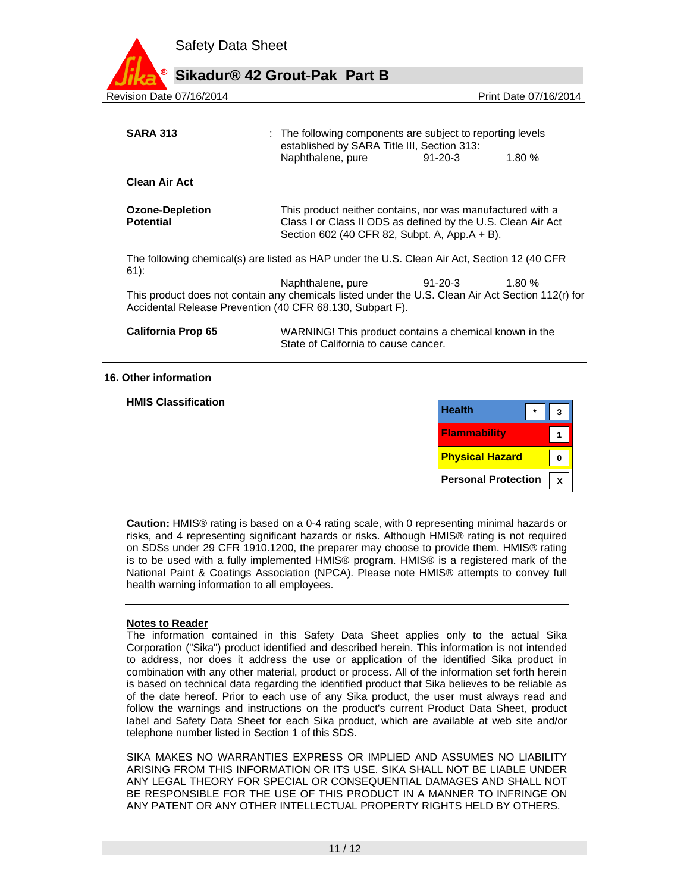**SARA 313** : The following components are subject to reporting levels established by SARA Title III, Section 313:

| | | |
|---|---|---|
| Naphthalene, pure | 91-20-3 | 1.80 % |

**Clean Air Act**

**Ozone-Depletion Potential**

This product neither contains, nor was manufactured with a Class I or Class II ODS as defined by the U.S. Clean Air Act Section 602 (40 CFR 82, Subpt. A, App.A + B).

The following chemical(s) are listed as HAP under the U.S. Clean Air Act, Section 12 (40 CFR 61):

| | | |
|---|---|---|
| Naphthalene, pure | 91-20-3 | 1.80 % |

This product does not contain any chemicals listed under the U.S. Clean Air Act Section 112(r) for Accidental Release Prevention (40 CFR 68.130, Subpart F).

**California Prop 65**

WARNING! This product contains a chemical known in the State of California to cause cancer.

## 16. Other information

**HMIS Classification**

| | | |
|---|---|---|
| Health | * | 3 |
| Flammability | | 1 |
| Physical Hazard | | 0 |
| Personal Protection | | X |

**Caution:** HMIS® rating is based on a 0-4 rating scale, with 0 representing minimal hazards or risks, and 4 representing significant hazards or risks. Although HMIS® rating is not required on SDSs under 29 CFR 1910.1200, the preparer may choose to provide them. HMIS® rating is to be used with a fully implemented HMIS® program. HMIS® is a registered mark of the National Paint & Coatings Association (NPCA). Please note HMIS® attempts to convey full health warning information to all employees.

**Notes to Reader**

The information contained in this Safety Data Sheet applies only to the actual Sika Corporation ("Sika") product identified and described herein. This information is not intended to address, nor does it address the use or application of the identified Sika product in combination with any other material, product or process. All of the information set forth herein is based on technical data regarding the identified product that Sika believes to be reliable as of the date hereof. Prior to each use of any Sika product, the user must always read and follow the warnings and instructions on the product's current Product Data Sheet, product label and Safety Data Sheet for each Sika product, which are available at web site and/or telephone number listed in Section 1 of this SDS.

SIKA MAKES NO WARRANTIES EXPRESS OR IMPLIED AND ASSUMES NO LIABILITY ARISING FROM THIS INFORMATION OR ITS USE. SIKA SHALL NOT BE LIABLE UNDER ANY LEGAL THEORY FOR SPECIAL OR CONSEQUENTIAL DAMAGES AND SHALL NOT BE RESPONSIBLE FOR THE USE OF THIS PRODUCT IN A MANNER TO INFRINGE ON ANY PATENT OR ANY OTHER INTELLECTUAL PROPERTY RIGHTS HELD BY OTHERS.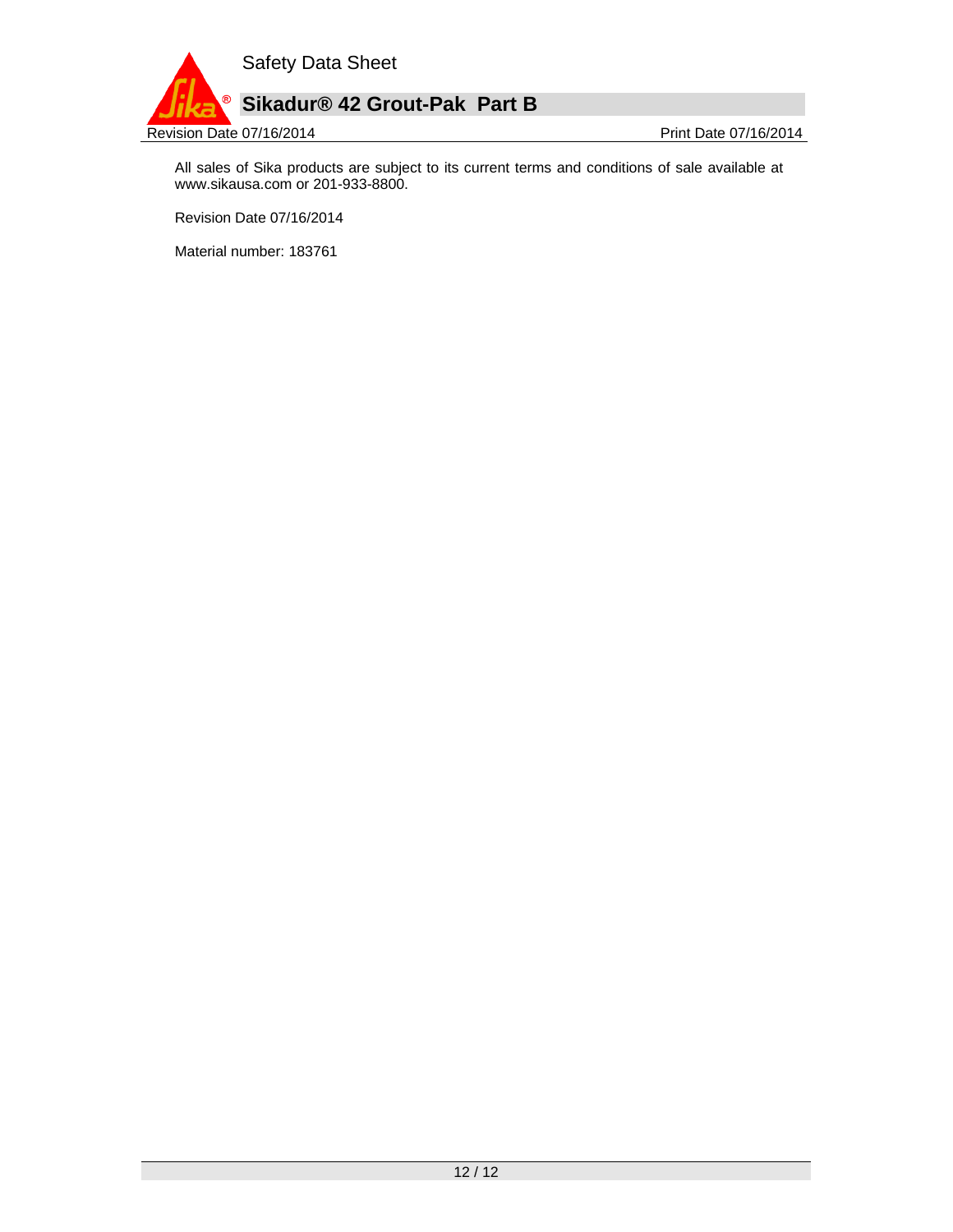All sales of Sika products are subject to its current terms and conditions of sale available at www.sikausa.com or 201-933-8800.

Revision Date 07/16/2014

Material number: 183761